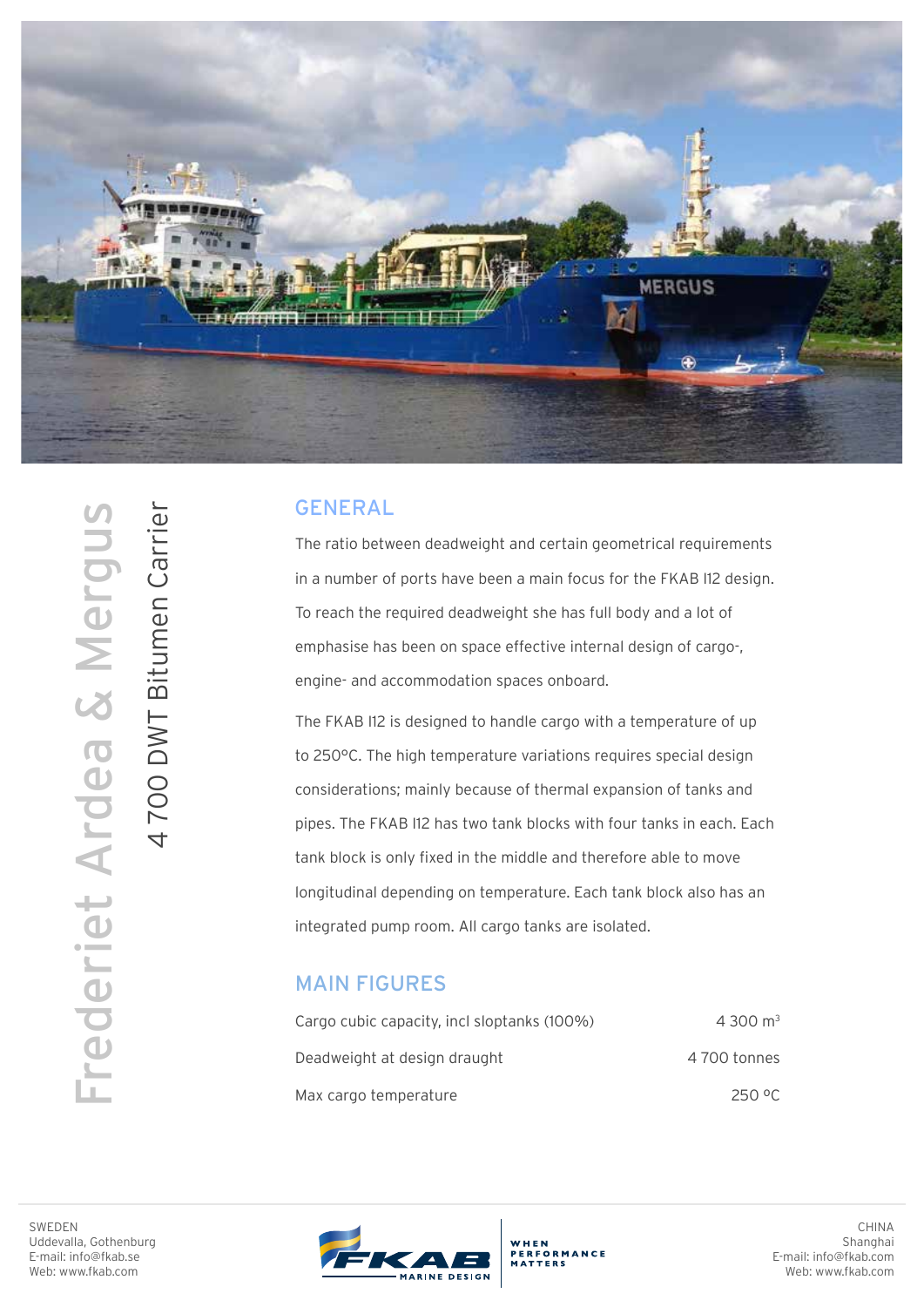# Frederiet Ardea & Mergus

## 4 700 DWT Bitumen Carrier

## GENERAL

The ratio between deadweight and certain geometrical requirements in a number of ports have been a main focus for the FKAB I12 design. To reach the required deadweight she has full body and a lot of emphasise has been on space effective internal design of cargo-, engine- and accommodation spaces onboard.

The FKAB I12 is designed to handle cargo with a temperature of up to 250°C. The high temperature variations requires special design considerations; mainly because of thermal expansion of tanks and pipes. The FKAB I12 has two tank blocks with four tanks in each. Each tank block is only fixed in the middle and therefore able to move longitudinal depending on temperature. Each tank block also has an integrated pump room. All cargo tanks are isolated.

## MAIN FIGURES

| | |
|---|---|
| Cargo cubic capacity, incl sloptanks (100%) | 4 300 $m^3$ |
| Deadweight at design draught | 4 700 tonnes |
| Max cargo temperature | 250 °C |

SWEDEN
Uddevalla, Gothenburg
E-mail: info@fkab.se
Web: www.fkab.com

FKAB MARINE DESIGN — WHEN PERFORMANCE MATTERS

CHINA
Shanghai
E-mail: info@fkab.com
Web: www.fkab.com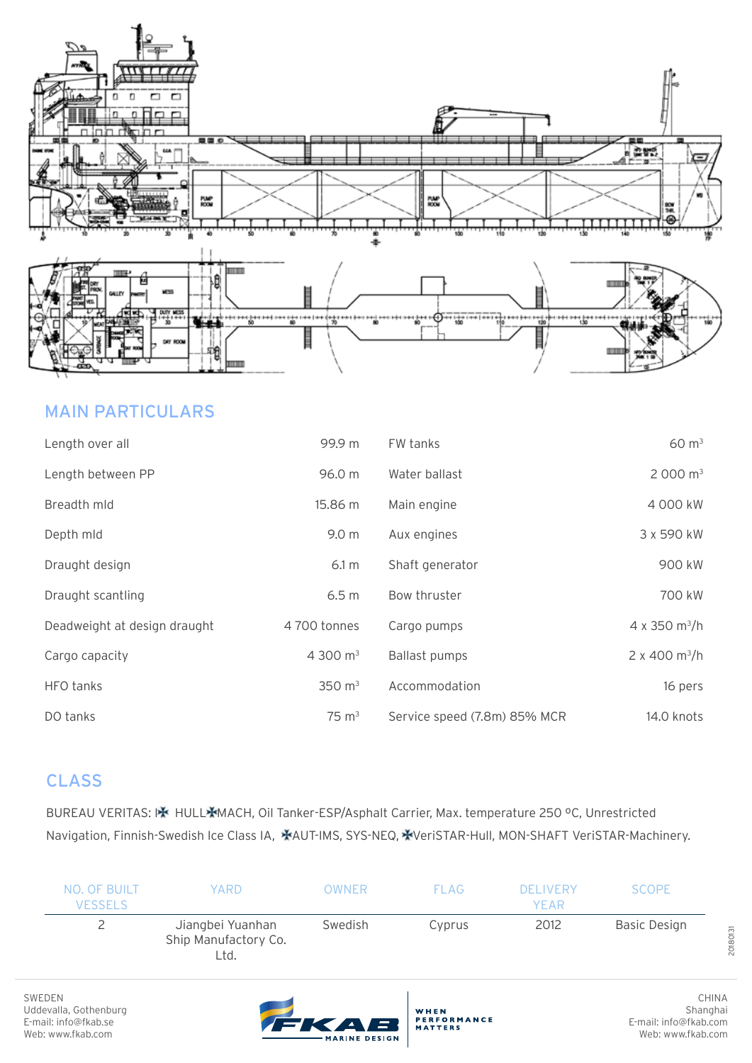## MAIN PARTICULARS

| | | | |
|---|---|---|---|
| Length over all | 99.9 m | FW tanks | 60 m$^3$ |
| Length between PP | 96.0 m | Water ballast | 2 000 m$^3$ |
| Breadth mld | 15.86 m | Main engine | 4 000 kW |
| Depth mld | 9.0 m | Aux engines | 3 x 590 kW |
| Draught design | 6.1 m | Shaft generator | 900 kW |
| Draught scantling | 6.5 m | Bow thruster | 700 kW |
| Deadweight at design draught | 4 700 tonnes | Cargo pumps | 4 x 350 m$^3$/h |
| Cargo capacity | 4 300 m$^3$ | Ballast pumps | 2 x 400 m$^3$/h |
| HFO tanks | 350 m$^3$ | Accommodation | 16 pers |
| DO tanks | 75 m$^3$ | Service speed (7.8m) 85% MCR | 14.0 knots |

## CLASS

BUREAU VERITAS: I✠ HULL✠MACH, Oil Tanker-ESP/Asphalt Carrier, Max. temperature 250 ºC, Unrestricted Navigation, Finnish-Swedish Ice Class IA, ✠AUT-IMS, SYS-NEQ, ✠VeriSTAR-Hull, MON-SHAFT VeriSTAR-Machinery.

| NO. OF BUILT VESSELS | YARD | OWNER | FLAG | DELIVERY YEAR | SCOPE |
|---|---|---|---|---|---|
| 2 | Jiangbei Yuanhan Ship Manufactory Co. Ltd. | Swedish | Cyprus | 2012 | Basic Design |

SWEDEN
Uddevalla, Gothenburg
E-mail: info@fkab.se
Web: www.fkab.se

FKAB MARINE DESIGN — WHEN PERFORMANCE MATTERS

CHINA
Shanghai
E-mail: info@fkab.com
Web: www.fkab.com